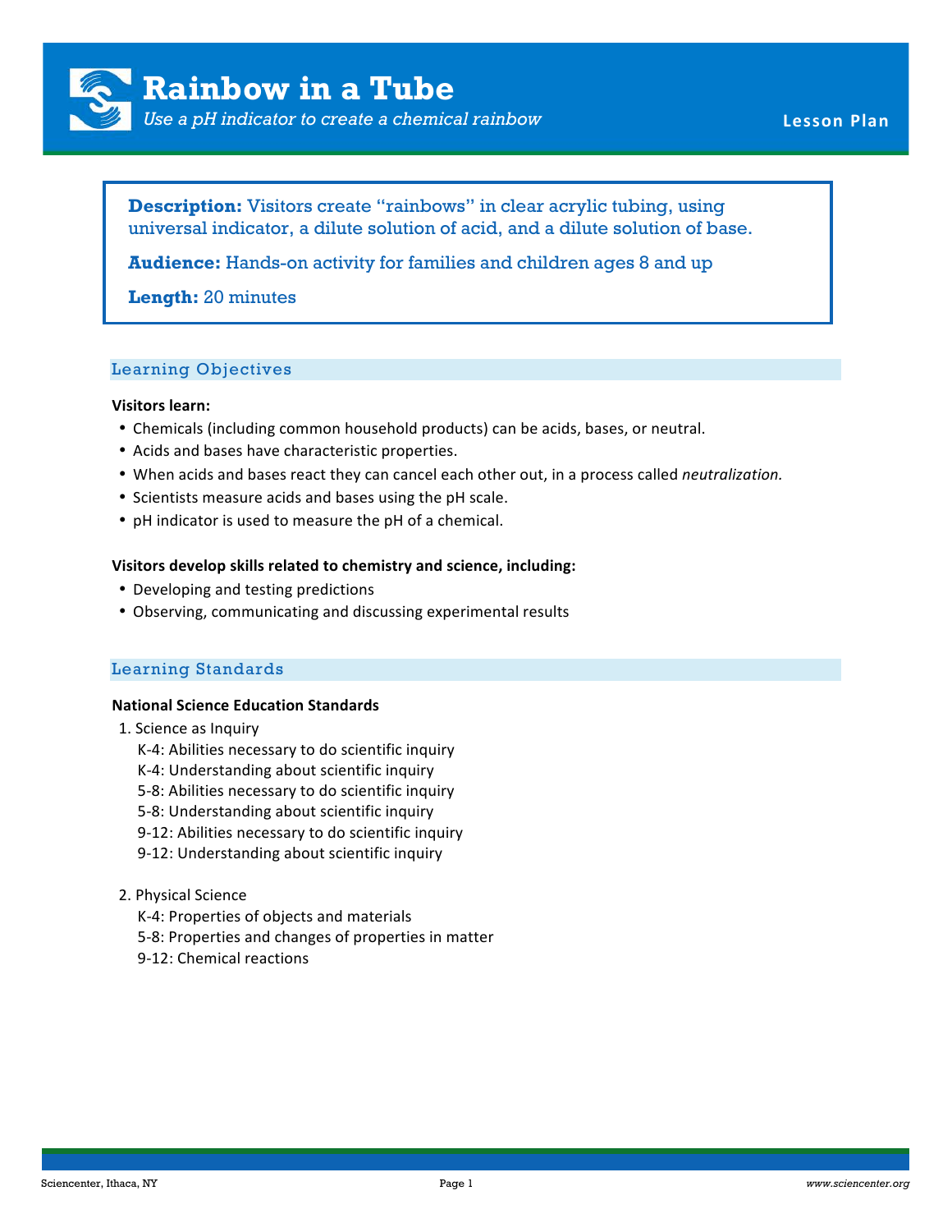# Rainbow in a Tube

*Use a pH indicator to create a chemical rainbow*

Lesson Plan

**Description:** Visitors create "rainbows" in clear acrylic tubing, using universal indicator, a dilute solution of acid, and a dilute solution of base.

**Audience:** Hands-on activity for families and children ages 8 and up

**Length:** 20 minutes

## Learning Objectives

**Visitors learn:**

- Chemicals (including common household products) can be acids, bases, or neutral.
- Acids and bases have characteristic properties.
- When acids and bases react they can cancel each other out, in a process called *neutralization.*
- Scientists measure acids and bases using the pH scale.
- pH indicator is used to measure the pH of a chemical.

**Visitors develop skills related to chemistry and science, including:**

- Developing and testing predictions
- Observing, communicating and discussing experimental results

## Learning Standards

**National Science Education Standards**

1. Science as Inquiry
   - K-4: Abilities necessary to do scientific inquiry
   - K-4: Understanding about scientific inquiry
   - 5-8: Abilities necessary to do scientific inquiry
   - 5-8: Understanding about scientific inquiry
   - 9-12: Abilities necessary to do scientific inquiry
   - 9-12: Understanding about scientific inquiry

2. Physical Science
   - K-4: Properties of objects and materials
   - 5-8: Properties and changes of properties in matter
   - 9-12: Chemical reactions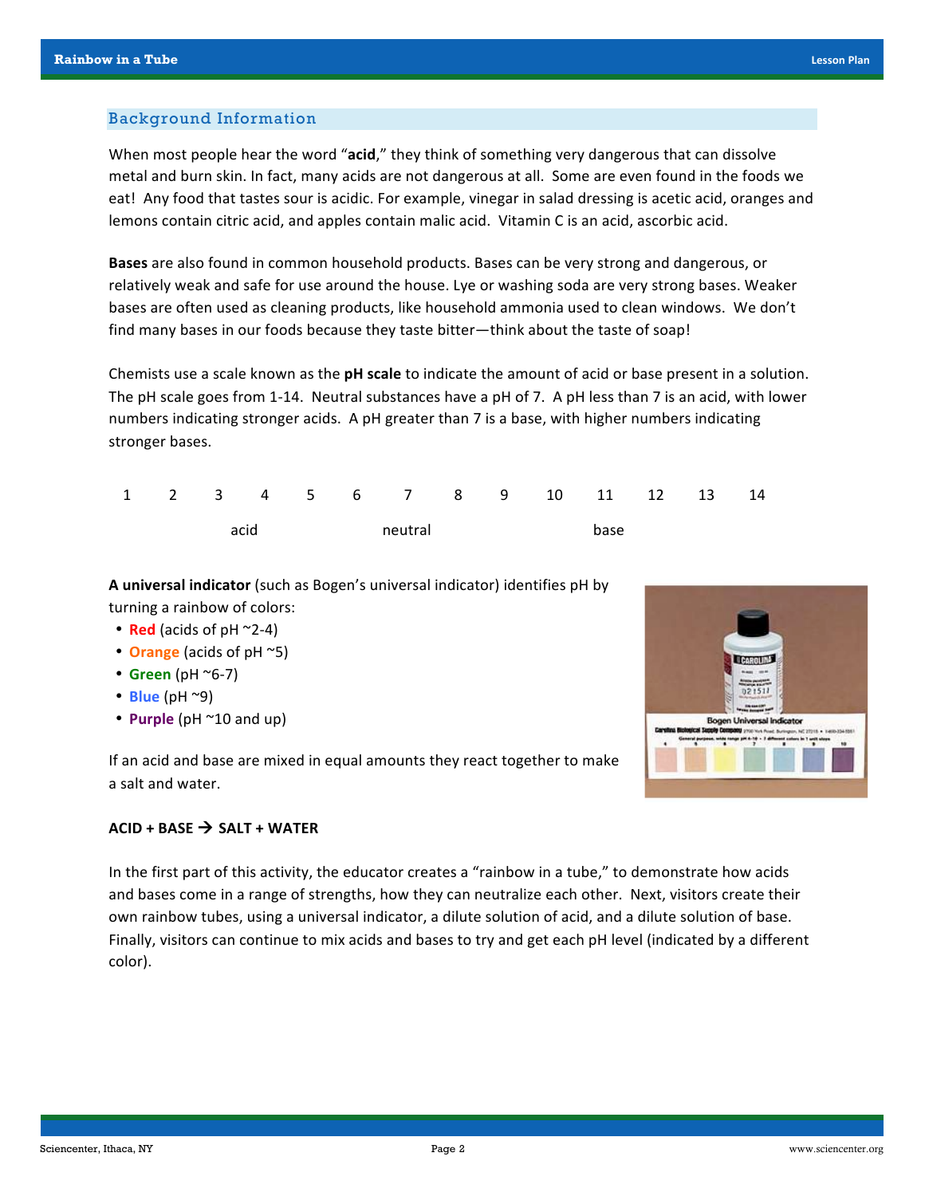## Background Information

When most people hear the word "**acid**," they think of something very dangerous that can dissolve metal and burn skin. In fact, many acids are not dangerous at all. Some are even found in the foods we eat! Any food that tastes sour is acidic. For example, vinegar in salad dressing is acetic acid, oranges and lemons contain citric acid, and apples contain malic acid. Vitamin C is an acid, ascorbic acid.

**Bases** are also found in common household products. Bases can be very strong and dangerous, or relatively weak and safe for use around the house. Lye or washing soda are very strong bases. Weaker bases are often used as cleaning products, like household ammonia used to clean windows. We don't find many bases in our foods because they taste bitter—think about the taste of soap!

Chemists use a scale known as the **pH scale** to indicate the amount of acid or base present in a solution. The pH scale goes from 1-14. Neutral substances have a pH of 7. A pH less than 7 is an acid, with lower numbers indicating stronger acids. A pH greater than 7 is a base, with higher numbers indicating stronger bases.

| 1 | 2 | 3 | 4 | 5 | 6 | 7 | 8 | 9 | 10 | 11 | 12 | 13 | 14 |
|---|---|---|---|---|---|---|---|---|---|---|---|---|---|
| | | acid | | | | neutral | | | | base | | | |

**A universal indicator** (such as Bogen's universal indicator) identifies pH by turning a rainbow of colors:

- **Red** (acids of pH ~2-4)
- **Orange** (acids of pH ~5)
- **Green** (pH ~6-7)
- **Blue** (pH ~9)
- **Purple** (pH ~10 and up)

If an acid and base are mixed in equal amounts they react together to make a salt and water.

**ACID + BASE → SALT + WATER**

In the first part of this activity, the educator creates a "rainbow in a tube," to demonstrate how acids and bases come in a range of strengths, how they can neutralize each other. Next, visitors create their own rainbow tubes, using a universal indicator, a dilute solution of acid, and a dilute solution of base. Finally, visitors can continue to mix acids and bases to try and get each pH level (indicated by a different color).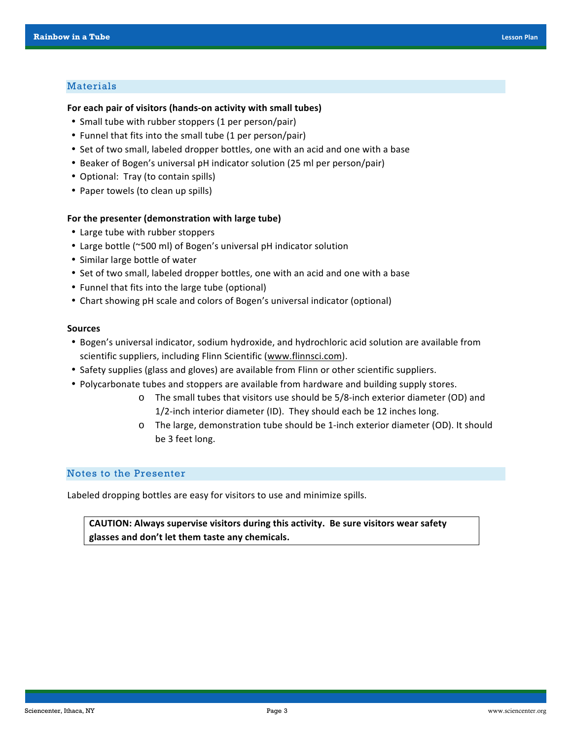## Materials

**For each pair of visitors (hands-on activity with small tubes)**

- Small tube with rubber stoppers (1 per person/pair)
- Funnel that fits into the small tube (1 per person/pair)
- Set of two small, labeled dropper bottles, one with an acid and one with a base
- Beaker of Bogen's universal pH indicator solution (25 ml per person/pair)
- Optional: Tray (to contain spills)
- Paper towels (to clean up spills)

**For the presenter (demonstration with large tube)**

- Large tube with rubber stoppers
- Large bottle (~500 ml) of Bogen's universal pH indicator solution
- Similar large bottle of water
- Set of two small, labeled dropper bottles, one with an acid and one with a base
- Funnel that fits into the large tube (optional)
- Chart showing pH scale and colors of Bogen's universal indicator (optional)

**Sources**

- Bogen's universal indicator, sodium hydroxide, and hydrochloric acid solution are available from scientific suppliers, including Flinn Scientific (www.flinnsci.com).
- Safety supplies (glass and gloves) are available from Flinn or other scientific suppliers.
- Polycarbonate tubes and stoppers are available from hardware and building supply stores.
  - The small tubes that visitors use should be 5/8-inch exterior diameter (OD) and 1/2-inch interior diameter (ID). They should each be 12 inches long.
  - The large, demonstration tube should be 1-inch exterior diameter (OD). It should be 3 feet long.

## Notes to the Presenter

Labeled dropping bottles are easy for visitors to use and minimize spills.

**CAUTION: Always supervise visitors during this activity. Be sure visitors wear safety glasses and don't let them taste any chemicals.**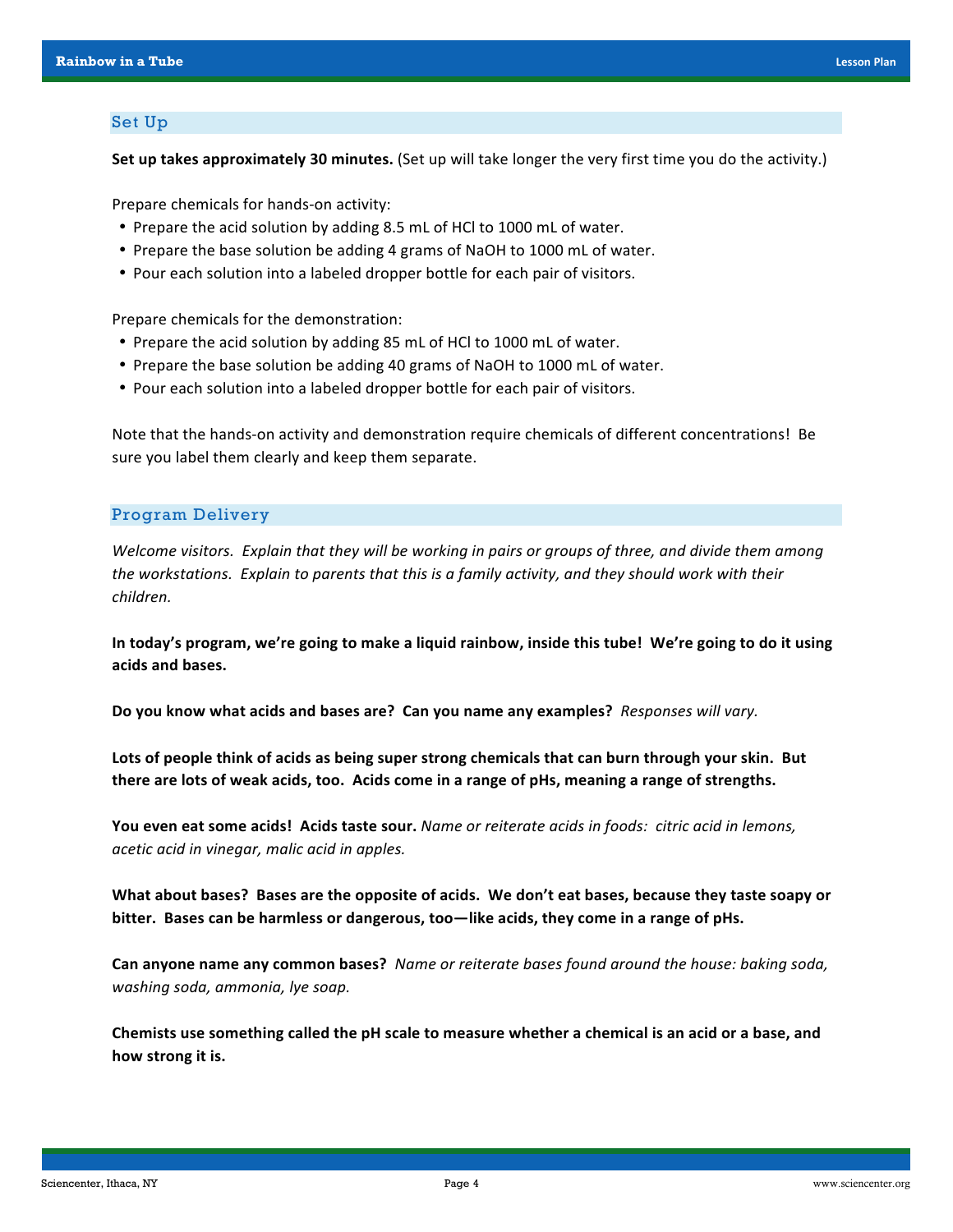## Set Up

**Set up takes approximately 30 minutes.** (Set up will take longer the very first time you do the activity.)

Prepare chemicals for hands-on activity:

- Prepare the acid solution by adding 8.5 mL of HCl to 1000 mL of water.
- Prepare the base solution be adding 4 grams of NaOH to 1000 mL of water.
- Pour each solution into a labeled dropper bottle for each pair of visitors.

Prepare chemicals for the demonstration:

- Prepare the acid solution by adding 85 mL of HCl to 1000 mL of water.
- Prepare the base solution be adding 40 grams of NaOH to 1000 mL of water.
- Pour each solution into a labeled dropper bottle for each pair of visitors.

Note that the hands-on activity and demonstration require chemicals of different concentrations! Be sure you label them clearly and keep them separate.

## Program Delivery

*Welcome visitors. Explain that they will be working in pairs or groups of three, and divide them among the workstations. Explain to parents that this is a family activity, and they should work with their children.*

**In today's program, we're going to make a liquid rainbow, inside this tube! We're going to do it using acids and bases.**

**Do you know what acids and bases are? Can you name any examples?** *Responses will vary.*

**Lots of people think of acids as being super strong chemicals that can burn through your skin. But there are lots of weak acids, too. Acids come in a range of pHs, meaning a range of strengths.**

**You even eat some acids! Acids taste sour.** *Name or reiterate acids in foods: citric acid in lemons, acetic acid in vinegar, malic acid in apples.*

**What about bases? Bases are the opposite of acids. We don't eat bases, because they taste soapy or bitter. Bases can be harmless or dangerous, too—like acids, they come in a range of pHs.**

**Can anyone name any common bases?** *Name or reiterate bases found around the house: baking soda, washing soda, ammonia, lye soap.*

**Chemists use something called the pH scale to measure whether a chemical is an acid or a base, and how strong it is.**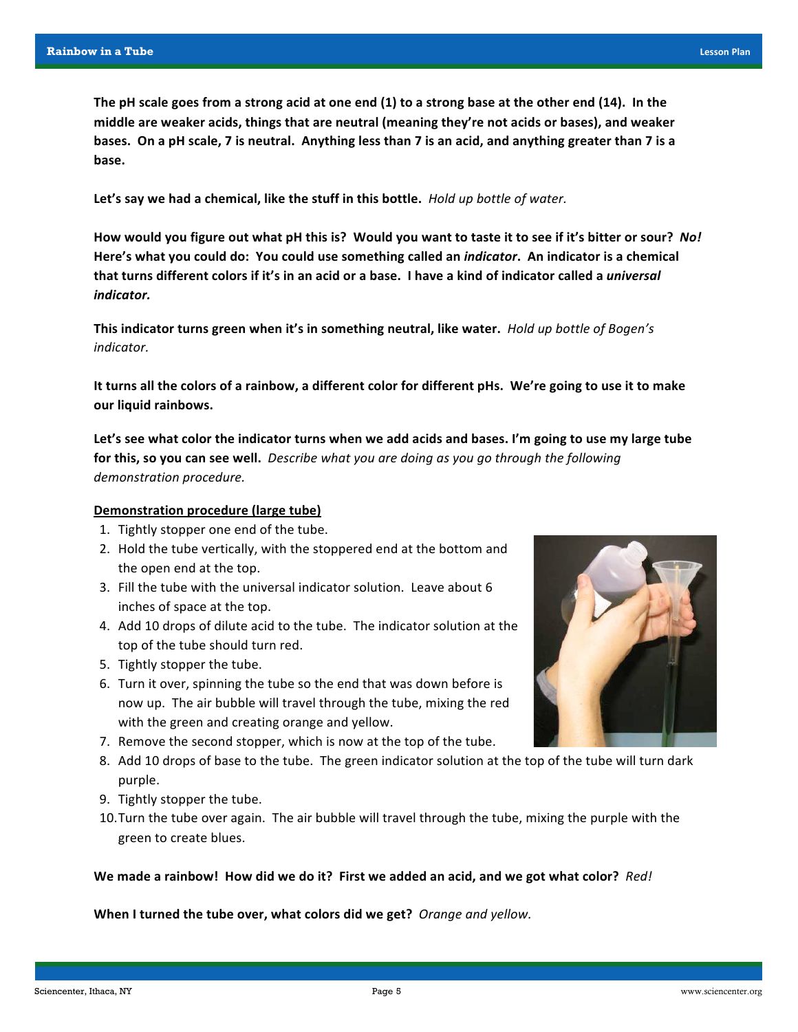**The pH scale goes from a strong acid at one end (1) to a strong base at the other end (14). In the middle are weaker acids, things that are neutral (meaning they're not acids or bases), and weaker bases. On a pH scale, 7 is neutral. Anything less than 7 is an acid, and anything greater than 7 is a base.**

**Let's say we had a chemical, like the stuff in this bottle.** *Hold up bottle of water.*

**How would you figure out what pH this is? Would you want to taste it to see if it's bitter or sour?** ***No!*** **Here's what you could do: You could use something called an** ***indicator*****. An indicator is a chemical that turns different colors if it's in an acid or a base. I have a kind of indicator called a** ***universal indicator.***

**This indicator turns green when it's in something neutral, like water.** *Hold up bottle of Bogen's indicator.*

**It turns all the colors of a rainbow, a different color for different pHs. We're going to use it to make our liquid rainbows.**

**Let's see what color the indicator turns when we add acids and bases. I'm going to use my large tube for this, so you can see well.** *Describe what you are doing as you go through the following demonstration procedure.*

**Demonstration procedure (large tube)**

1. Tightly stopper one end of the tube.
2. Hold the tube vertically, with the stoppered end at the bottom and the open end at the top.
3. Fill the tube with the universal indicator solution. Leave about 6 inches of space at the top.
4. Add 10 drops of dilute acid to the tube. The indicator solution at the top of the tube should turn red.
5. Tightly stopper the tube.
6. Turn it over, spinning the tube so the end that was down before is now up. The air bubble will travel through the tube, mixing the red with the green and creating orange and yellow.
7. Remove the second stopper, which is now at the top of the tube.
8. Add 10 drops of base to the tube. The green indicator solution at the top of the tube will turn dark purple.
9. Tightly stopper the tube.
10. Turn the tube over again. The air bubble will travel through the tube, mixing the purple with the green to create blues.

**We made a rainbow! How did we do it? First we added an acid, and we got what color?** *Red!*

**When I turned the tube over, what colors did we get?** *Orange and yellow.*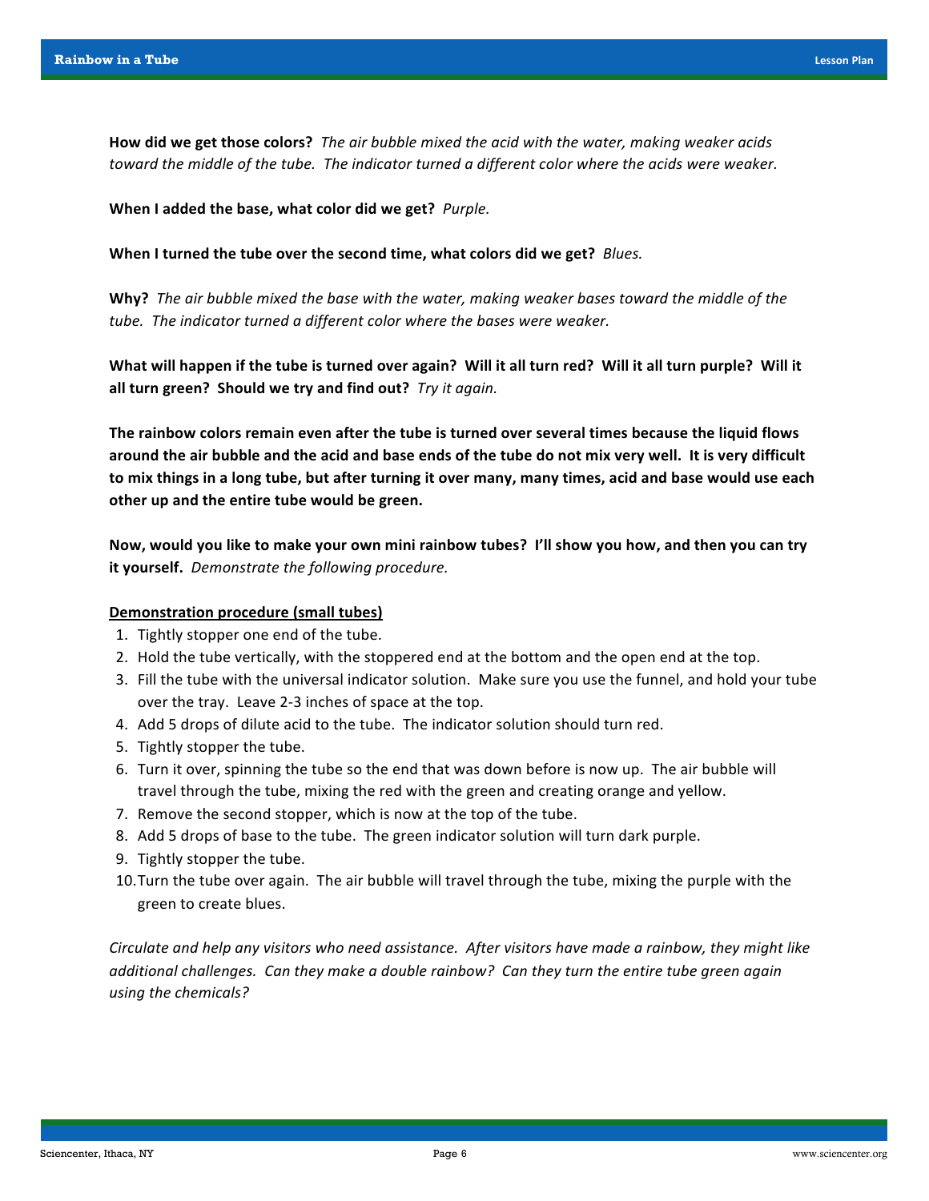**How did we get those colors?** *The air bubble mixed the acid with the water, making weaker acids toward the middle of the tube. The indicator turned a different color where the acids were weaker.*

**When I added the base, what color did we get?** *Purple.*

**When I turned the tube over the second time, what colors did we get?** *Blues.*

**Why?** *The air bubble mixed the base with the water, making weaker bases toward the middle of the tube. The indicator turned a different color where the bases were weaker.*

**What will happen if the tube is turned over again? Will it all turn red? Will it all turn purple? Will it all turn green? Should we try and find out?** *Try it again.*

**The rainbow colors remain even after the tube is turned over several times because the liquid flows around the air bubble and the acid and base ends of the tube do not mix very well. It is very difficult to mix things in a long tube, but after turning it over many, many times, acid and base would use each other up and the entire tube would be green.**

**Now, would you like to make your own mini rainbow tubes? I'll show you how, and then you can try it yourself.** *Demonstrate the following procedure.*

**Demonstration procedure (small tubes)**

1. Tightly stopper one end of the tube.
2. Hold the tube vertically, with the stoppered end at the bottom and the open end at the top.
3. Fill the tube with the universal indicator solution. Make sure you use the funnel, and hold your tube over the tray. Leave 2-3 inches of space at the top.
4. Add 5 drops of dilute acid to the tube. The indicator solution should turn red.
5. Tightly stopper the tube.
6. Turn it over, spinning the tube so the end that was down before is now up. The air bubble will travel through the tube, mixing the red with the green and creating orange and yellow.
7. Remove the second stopper, which is now at the top of the tube.
8. Add 5 drops of base to the tube. The green indicator solution will turn dark purple.
9. Tightly stopper the tube.
10. Turn the tube over again. The air bubble will travel through the tube, mixing the purple with the green to create blues.

*Circulate and help any visitors who need assistance. After visitors have made a rainbow, they might like additional challenges. Can they make a double rainbow? Can they turn the entire tube green again using the chemicals?*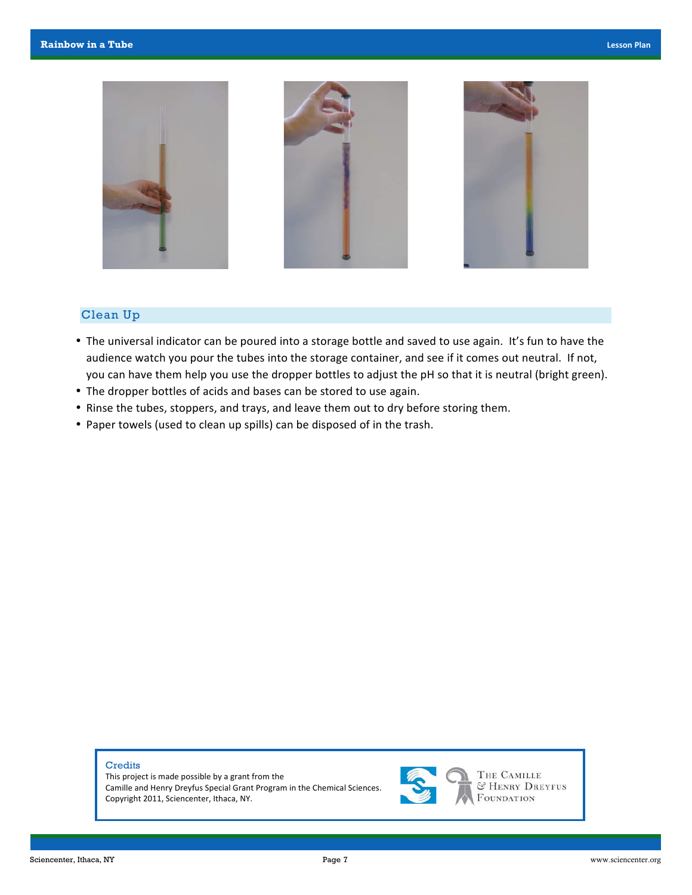## Clean Up

- The universal indicator can be poured into a storage bottle and saved to use again. It's fun to have the audience watch you pour the tubes into the storage container, and see if it comes out neutral. If not, you can have them help you use the dropper bottles to adjust the pH so that it is neutral (bright green).
- The dropper bottles of acids and bases can be stored to use again.
- Rinse the tubes, stoppers, and trays, and leave them out to dry before storing them.
- Paper towels (used to clean up spills) can be disposed of in the trash.

### Credits

This project is made possible by a grant from the Camille and Henry Dreyfus Special Grant Program in the Chemical Sciences.
Copyright 2011, Sciencenter, Ithaca, NY.

The Camille & Henry Dreyfus Foundation